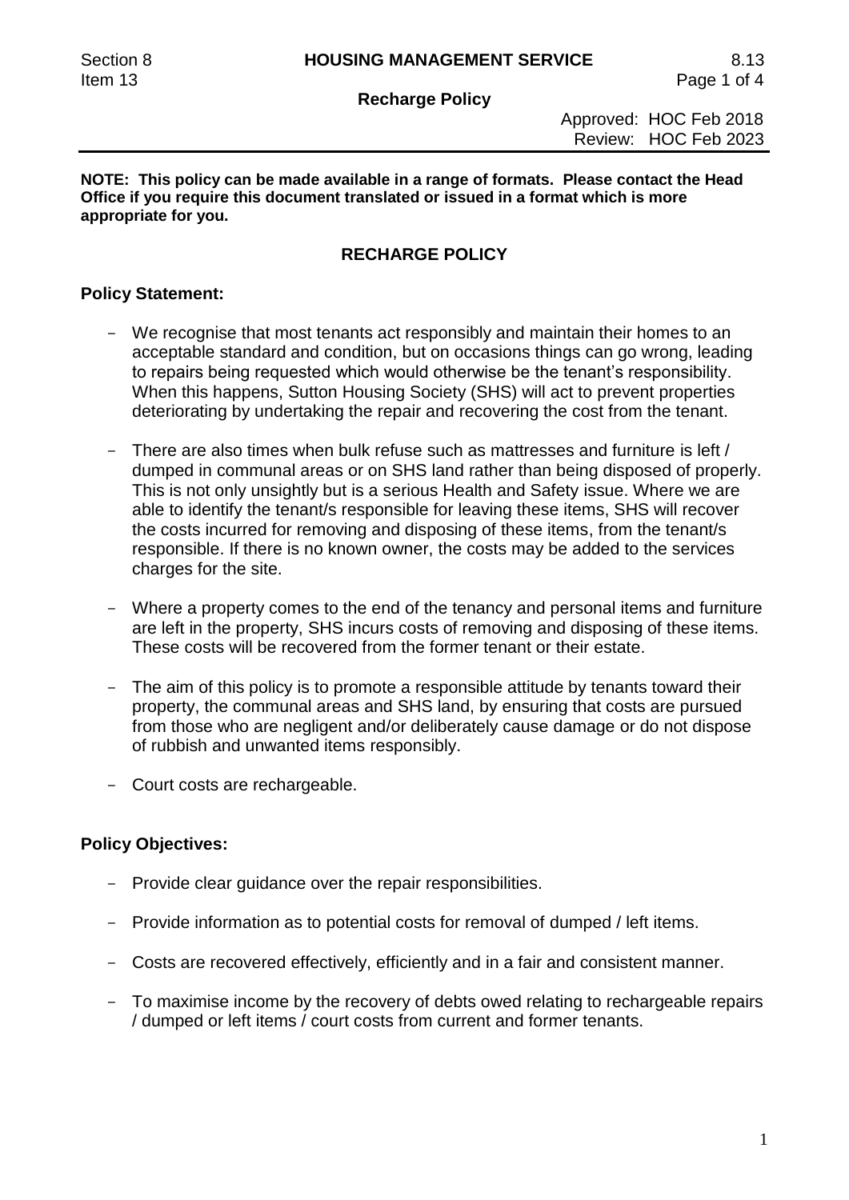**NOTE: This policy can be made available in a range of formats. Please contact the Head Office if you require this document translated or issued in a format which is more appropriate for you.**

# RECHARGE POLICY

## Policy Statement:

- We recognise that most tenants act responsibly and maintain their homes to an acceptable standard and condition, but on occasions things can go wrong, leading to repairs being requested which would otherwise be the tenant's responsibility. When this happens, Sutton Housing Society (SHS) will act to prevent properties deteriorating by undertaking the repair and recovering the cost from the tenant.

- There are also times when bulk refuse such as mattresses and furniture is left / dumped in communal areas or on SHS land rather than being disposed of properly. This is not only unsightly but is a serious Health and Safety issue. Where we are able to identify the tenant/s responsible for leaving these items, SHS will recover the costs incurred for removing and disposing of these items, from the tenant/s responsible. If there is no known owner, the costs may be added to the services charges for the site.

- Where a property comes to the end of the tenancy and personal items and furniture are left in the property, SHS incurs costs of removing and disposing of these items. These costs will be recovered from the former tenant or their estate.

- The aim of this policy is to promote a responsible attitude by tenants toward their property, the communal areas and SHS land, by ensuring that costs are pursued from those who are negligent and/or deliberately cause damage or do not dispose of rubbish and unwanted items responsibly.

- Court costs are rechargeable.

## Policy Objectives:

- Provide clear guidance over the repair responsibilities.

- Provide information as to potential costs for removal of dumped / left items.

- Costs are recovered effectively, efficiently and in a fair and consistent manner.

- To maximise income by the recovery of debts owed relating to rechargeable repairs / dumped or left items / court costs from current and former tenants.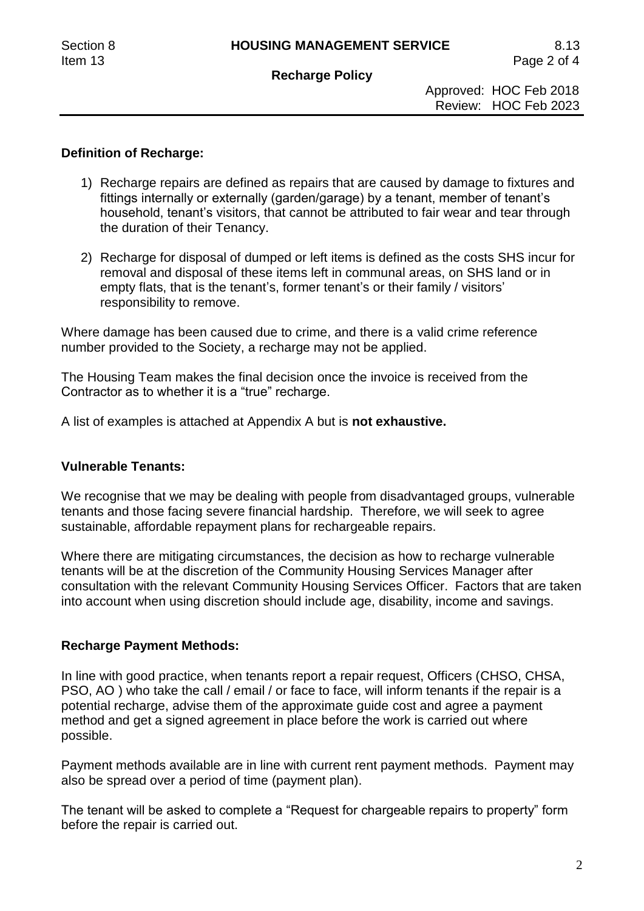## Definition of Recharge:

1) Recharge repairs are defined as repairs that are caused by damage to fixtures and fittings internally or externally (garden/garage) by a tenant, member of tenant's household, tenant's visitors, that cannot be attributed to fair wear and tear through the duration of their Tenancy.

2) Recharge for disposal of dumped or left items is defined as the costs SHS incur for removal and disposal of these items left in communal areas, on SHS land or in empty flats, that is the tenant's, former tenant's or their family / visitors' responsibility to remove.

Where damage has been caused due to crime, and there is a valid crime reference number provided to the Society, a recharge may not be applied.

The Housing Team makes the final decision once the invoice is received from the Contractor as to whether it is a "true" recharge.

A list of examples is attached at Appendix A but is **not exhaustive.**

## Vulnerable Tenants:

We recognise that we may be dealing with people from disadvantaged groups, vulnerable tenants and those facing severe financial hardship. Therefore, we will seek to agree sustainable, affordable repayment plans for rechargeable repairs.

Where there are mitigating circumstances, the decision as how to recharge vulnerable tenants will be at the discretion of the Community Housing Services Manager after consultation with the relevant Community Housing Services Officer. Factors that are taken into account when using discretion should include age, disability, income and savings.

## Recharge Payment Methods:

In line with good practice, when tenants report a repair request, Officers (CHSO, CHSA, PSO, AO ) who take the call / email / or face to face, will inform tenants if the repair is a potential recharge, advise them of the approximate guide cost and agree a payment method and get a signed agreement in place before the work is carried out where possible.

Payment methods available are in line with current rent payment methods. Payment may also be spread over a period of time (payment plan).

The tenant will be asked to complete a "Request for chargeable repairs to property" form before the repair is carried out.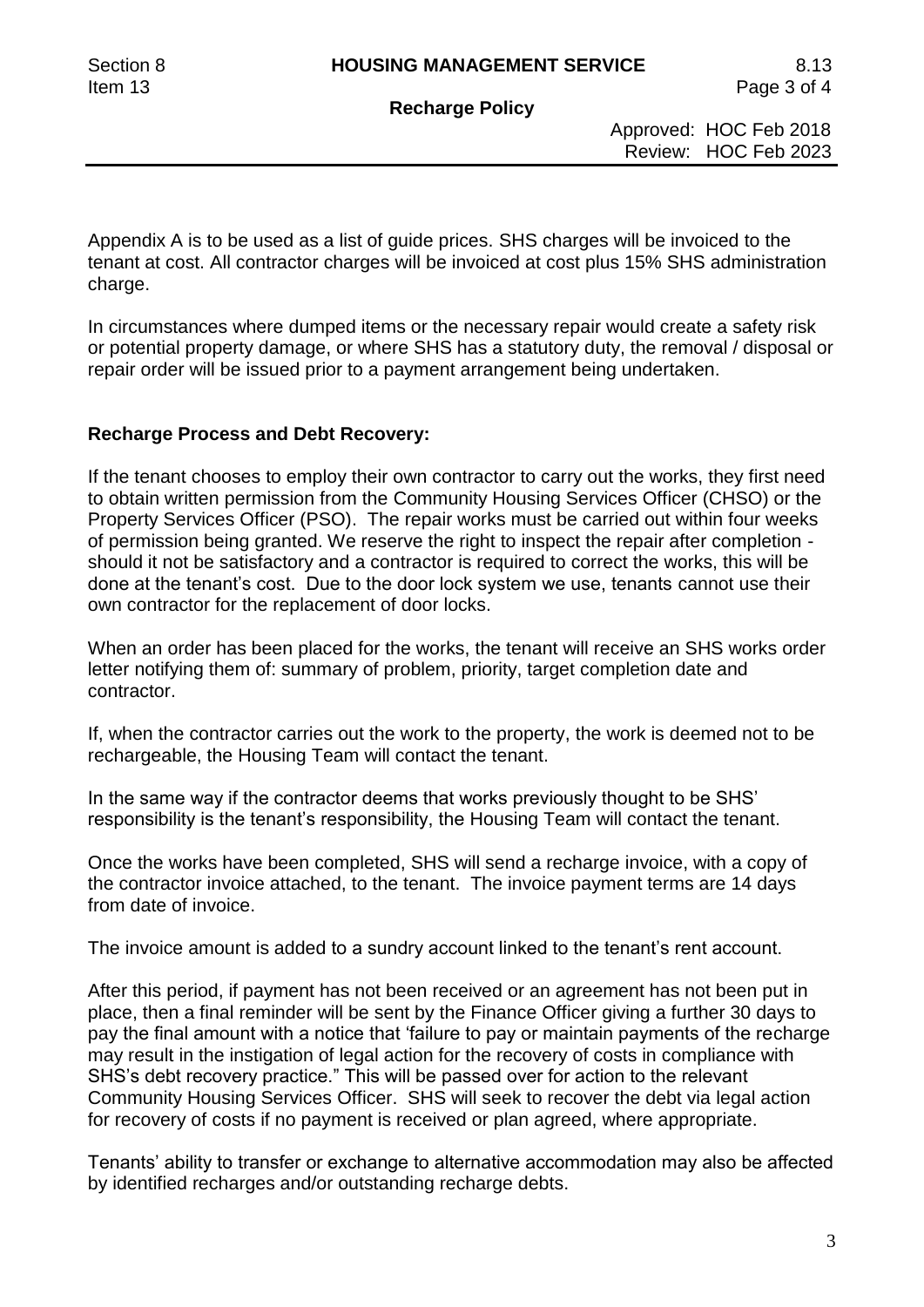Appendix A is to be used as a list of guide prices. SHS charges will be invoiced to the tenant at cost. All contractor charges will be invoiced at cost plus 15% SHS administration charge.

In circumstances where dumped items or the necessary repair would create a safety risk or potential property damage, or where SHS has a statutory duty, the removal / disposal or repair order will be issued prior to a payment arrangement being undertaken.

**Recharge Process and Debt Recovery:**

If the tenant chooses to employ their own contractor to carry out the works, they first need to obtain written permission from the Community Housing Services Officer (CHSO) or the Property Services Officer (PSO). The repair works must be carried out within four weeks of permission being granted. We reserve the right to inspect the repair after completion - should it not be satisfactory and a contractor is required to correct the works, this will be done at the tenant's cost. Due to the door lock system we use, tenants cannot use their own contractor for the replacement of door locks.

When an order has been placed for the works, the tenant will receive an SHS works order letter notifying them of: summary of problem, priority, target completion date and contractor.

If, when the contractor carries out the work to the property, the work is deemed not to be rechargeable, the Housing Team will contact the tenant.

In the same way if the contractor deems that works previously thought to be SHS' responsibility is the tenant's responsibility, the Housing Team will contact the tenant.

Once the works have been completed, SHS will send a recharge invoice, with a copy of the contractor invoice attached, to the tenant. The invoice payment terms are 14 days from date of invoice.

The invoice amount is added to a sundry account linked to the tenant's rent account.

After this period, if payment has not been received or an agreement has not been put in place, then a final reminder will be sent by the Finance Officer giving a further 30 days to pay the final amount with a notice that 'failure to pay or maintain payments of the recharge may result in the instigation of legal action for the recovery of costs in compliance with SHS's debt recovery practice." This will be passed over for action to the relevant Community Housing Services Officer. SHS will seek to recover the debt via legal action for recovery of costs if no payment is received or plan agreed, where appropriate.

Tenants' ability to transfer or exchange to alternative accommodation may also be affected by identified recharges and/or outstanding recharge debts.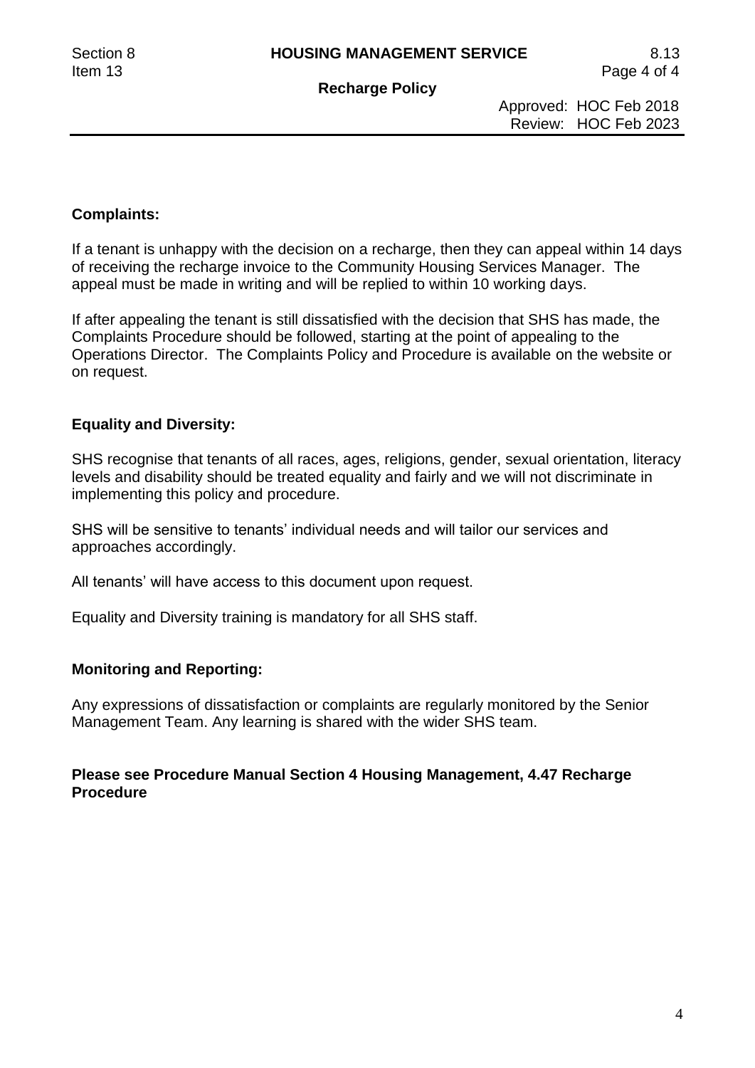**Complaints:**

If a tenant is unhappy with the decision on a recharge, then they can appeal within 14 days of receiving the recharge invoice to the Community Housing Services Manager. The appeal must be made in writing and will be replied to within 10 working days.

If after appealing the tenant is still dissatisfied with the decision that SHS has made, the Complaints Procedure should be followed, starting at the point of appealing to the Operations Director. The Complaints Policy and Procedure is available on the website or on request.

**Equality and Diversity:**

SHS recognise that tenants of all races, ages, religions, gender, sexual orientation, literacy levels and disability should be treated equality and fairly and we will not discriminate in implementing this policy and procedure.

SHS will be sensitive to tenants' individual needs and will tailor our services and approaches accordingly.

All tenants' will have access to this document upon request.

Equality and Diversity training is mandatory for all SHS staff.

**Monitoring and Reporting:**

Any expressions of dissatisfaction or complaints are regularly monitored by the Senior Management Team. Any learning is shared with the wider SHS team.

**Please see Procedure Manual Section 4 Housing Management, 4.47 Recharge Procedure**